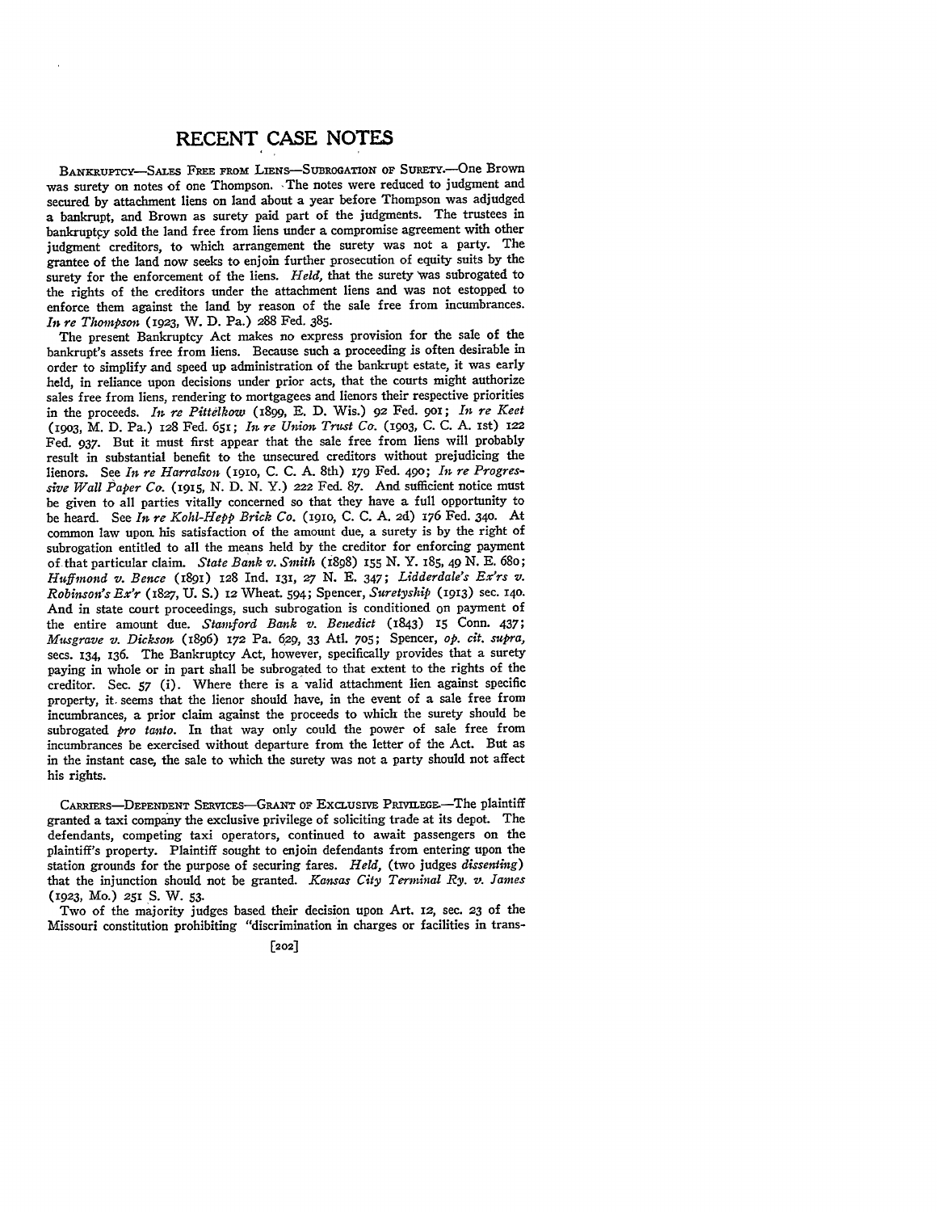# RECENT CASE NOTES

BANKRUPTCY—SALES FREE FROM LIENS—SUBROGATION OF SURETY.—One Brown was surety on notes of one Thompson. The notes were reduced to judgment and secured by attachment liens on land about a year before Thompson was adjudged a bankrupt, and Brown as surety paid part of the judgments. The trustees in bankruptcy sold the land free from liens under a compromise agreement with other judgment creditors, to which arrangement the surety was not a party. The grantee of the land now seeks to enjoin further prosecution of equity suits by the surety for the enforcement of the liens. *Held,* that the surety was subrogated to the rights of the creditors under the attachment liens and was not estopped to enforce them against the land by reason of the sale free from incumbrances. *In re Thompson* (1923, W. D. Pa.) 288 Fed. 385.

The present Bankruptcy Act makes no express provision for the sale of the bankrupt's assets free from liens. Because such a proceeding is often desirable in order to simplify and speed up administration of the bankrupt estate, it was early held, in reliance upon decisions under prior acts, that the courts might authorize sales free from liens, rendering to mortgagees and lienors their respective priorities in the proceeds. *In re Pittelkow* (1899, E. D. Wis.) 92 Fed. 901; *In re Keet* (1903, M. D. Pa.) 128 Fed. 651; *In re Union Trust Co.* (1903, C. C. A. 1st) 122 Fed. 937. But it must first appear that the sale free from liens will probably result in substantial benefit to the unsecured creditors without prejudicing the lienors. See *In re Harralson* (1910, C. C. A. 8th) 179 Fed. 490; *In re Progressive Wall Paper Co.* (1915, N. D. N. Y.) 222 Fed. 87. And sufficient notice must be given to all parties vitally concerned so that they have a full opportunity to be heard. See *In re Kohl-Hepp Brick Co.* (1910, C. C. A. 2d) 176 Fed. 340. At common law upon his satisfaction of the amount due, a surety is by the right of subrogation entitled to all the means held by the creditor for enforcing payment of that particular claim. *State Bank v. Smith* (1898) 155 N. Y. 185, 49 N. E. 680; *Huffmond v. Bence* (1891) 128 Ind. 131, 27 N. E. 347; *Lidderdale's Ex'rs v. Robinson's Ex'r* (1827, U. S.) 12 Wheat. 594; Spencer, *Suretyship* (1913) sec. 140. And in state court proceedings, such subrogation is conditioned on payment of the entire amount due. *Stamford Bank v. Benedict* (1843) 15 Conn. 437; *Musgrave v. Dickson* (1896) 172 Pa. 629, 33 Atl. 705; Spencer, *op. cit. supra,* secs. 134, 136. The Bankruptcy Act, however, specifically provides that a surety paying in whole or in part shall be subrogated to that extent to the rights of the creditor. Sec. 57 (i). Where there is a valid attachment lien against specific property, it seems that the lienor should have, in the event of a sale free from incumbrances, a prior claim against the proceeds to which the surety should be subrogated *pro tanto.* In that way only could the power of sale free from incumbrances be exercised without departure from the letter of the Act. But as in the instant case, the sale to which the surety was not a party should not affect his rights.

CARRIERS—DEPENDENT SERVICES—GRANT OF EXCLUSIVE PRIVILEGE.—The plaintiff granted a taxi company the exclusive privilege of soliciting trade at its depot. The defendants, competing taxi operators, continued to await passengers on the plaintiff's property. Plaintiff sought to enjoin defendants from entering upon the station grounds for the purpose of securing fares. *Held,* (two judges *dissenting*) that the injunction should not be granted. *Kansas City Terminal Ry. v. James* (1923, Mo.) 251 S. W. 53.

Two of the majority judges based their decision upon Art. 12, sec. 23 of the Missouri constitution prohibiting "discrimination in charges or facilities in trans-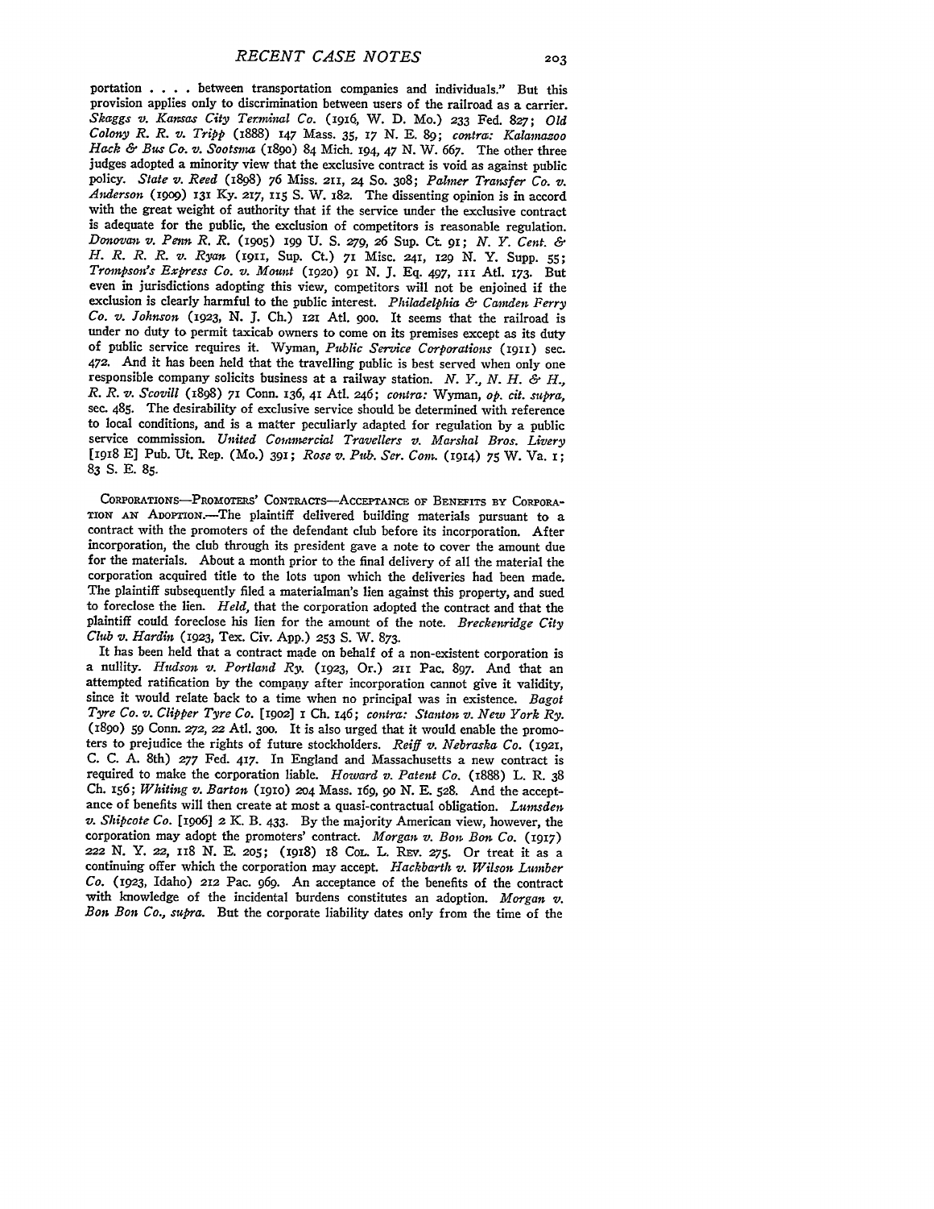portation . . . . between transportation companies and individuals." But this provision applies only to discrimination between users of the railroad as a carrier. *Skaggs v. Kansas City Terminal Co.* (1916, W. D. Mo.) 233 Fed. 827; *Old Colony R. R. v. Tripp* (1888) 147 Mass. 35, 17 N. E. 89; *contra: Kalamazoo Hack & Bus Co. v. Sootsma* (1890) 84 Mich. 194, 47 N. W. 667. The other three judges adopted a minority view that the exclusive contract is void as against public policy. *State v. Reed* (1898) 76 Miss. 211, 24 So. 308; *Palmer Transfer Co. v. Anderson* (1909) 131 Ky. 217, 115 S. W. 182. The dissenting opinion is in accord with the great weight of authority that if the service under the exclusive contract is adequate for the public, the exclusion of competitors is reasonable regulation. *Donovan v. Penn R. R.* (1905) 199 U. S. 279, 26 Sup. Ct. 91; *N. Y. Cent. & H. R. R. R. v. Ryan* (1911, Sup. Ct.) 71 Misc. 241, 129 N. Y. Supp. 55; *Trompson's Express Co. v. Mount* (1920) 91 N. J. Eq. 497, 111 Atl. 173. But even in jurisdictions adopting this view, competitors will not be enjoined if the exclusion is clearly harmful to the public interest. *Philadelphia & Camden Ferry Co. v. Johnson* (1923, N. J. Ch.) 121 Atl. 900. It seems that the railroad is under no duty to permit taxicab owners to come on its premises except as its duty of public service requires it. Wyman, *Public Service Corporations* (1911) sec. 472. And it has been held that the travelling public is best served when only one responsible company solicits business at a railway station. *N. Y., N. H. & H., R. R. R. v. Scovill* (1898) 71 Conn. 136, 41 Atl. 246; *contra:* Wyman, *op. cit. supra,* sec. 485. The desirability of exclusive service should be determined with reference to local conditions, and is a matter peculiarly adapted for regulation by a public service commission. *United Commercial Travellers v. Marshal Bros. Livery* [1918 E] Pub. Ut. Rep. (Mo.) 391; *Rose v. Pub. Ser. Com.* (1914) 75 W. Va. 1; 83 S. E. 85.

CORPORATIONS—PROMOTERS' CONTRACTS—ACCEPTANCE OF BENEFITS BY CORPORATION AN ADOPTION.—The plaintiff delivered building materials pursuant to a contract with the promoters of the defendant club before its incorporation. After incorporation, the club through its president gave a note to cover the amount due for the materials. About a month prior to the final delivery of all the material the corporation acquired title to the lots upon which the deliveries had been made. The plaintiff subsequently filed a materialman's lien against this property, and sued to foreclose the lien. *Held,* that the corporation adopted the contract and that the plaintiff could foreclose his lien for the amount of the note. *Breckenridge City Club v. Hardin* (1923, Tex. Civ. App.) 253 S. W. 873.

It has been held that a contract made on behalf of a non-existent corporation is a nullity. *Hudson v. Portland Ry.* (1923, Or.) 211 Pac. 897. And that an attempted ratification by the company after incorporation cannot give it validity, since it would relate back to a time when no principal was in existence. *Bagot Tyre Co. v. Clipper Tyre Co.* [1902] 1 Ch. 146; *contra: Stanton v. New York Ry.* (1890) 59 Conn. 272, 22 Atl. 300. It is also urged that it would enable the promoters to prejudice the rights of future stockholders. *Reiff v. Nebraska Co.* (1921, C. C. A. 8th) 277 Fed. 417. In England and Massachusetts a new contract is required to make the corporation liable. *Howard v. Patent Co.* (1888) L. R. 38 Ch. 156; *Whiting v. Barton* (1910) 204 Mass. 169, 90 N. E. 528. And the acceptance of benefits will then create at most a quasi-contractual obligation. *Lumsden v. Shipcote Co.* [1906] 2 K. B. 433. By the majority American view, however, the corporation may adopt the promoters' contract. *Morgan v. Bon Bon Co.* (1917) 222 N. Y. 22, 118 N. E. 205; (1918) 18 COL. L. REV. 275. Or treat it as a continuing offer which the corporation may accept. *Hackbarth v. Wilson Lumber Co.* (1923, Idaho) 212 Pac. 969. An acceptance of the benefits of the contract with knowledge of the incidental burdens constitutes an adoption. *Morgan v. Bon Bon Co., supra.* But the corporate liability dates only from the time of the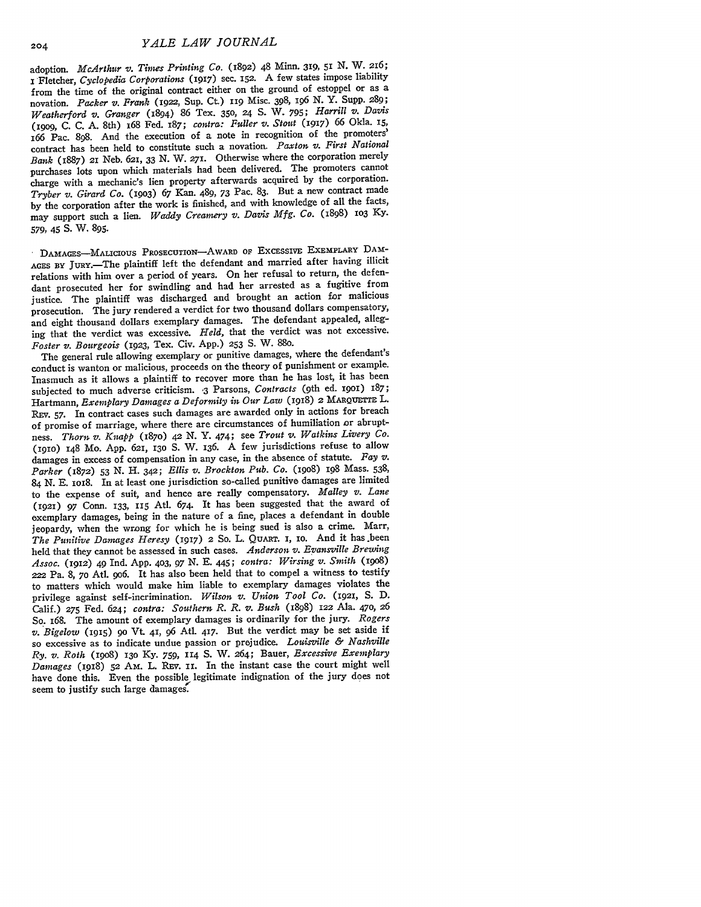adoption. *McArthur v. Times Printing Co.* (1892) 48 Minn. 319, 51 N. W. 216; 1 Fletcher, *Cyclopedia Corporations* (1917) sec. 152. A few states impose liability from the time of the original contract either on the ground of estoppel or as a novation. *Packer v. Frank* (1922, Sup. Ct.) 119 Misc. 398, 196 N. Y. Supp. 289; *Weatherford v. Granger* (1894) 86 Tex. 350, 24 S. W. 795; *Harrill v. Davis* (1909, C. C. A. 8th) 168 Fed. 187; *contra: Fuller v. Stout* (1917) 66 Okla. 15, 166 Pac. 898. And the execution of a note in recognition of the promoters' contract has been held to constitute such a novation. *Paxton v. First National Bank* (1887) 21 Neb. 621, 33 N. W. 271. Otherwise where the corporation merely purchases lots upon which materials had been delivered. The promoters cannot charge with a mechanic's lien property afterwards acquired by the corporation. *Tryber v. Girard Co.* (1903) 67 Kan. 489, 73 Pac. 83. But a new contract made by the corporation after the work is finished, and with knowledge of all the facts, may support such a lien. *Waddy Creamery v. Davis Mfg. Co.* (1898) 103 Ky. 579, 45 S. W. 895.

DAMAGES—MALICIOUS PROSECUTION—AWARD OF EXCESSIVE EXEMPLARY DAMAGES BY JURY.—The plaintiff left the defendant and married after having illicit relations with him over a period of years. On her refusal to return, the defendant prosecuted her for swindling and had her arrested as a fugitive from justice. The plaintiff was discharged and brought an action for malicious prosecution. The jury rendered a verdict for two thousand dollars compensatory, and eight thousand dollars exemplary damages. The defendant appealed, alleging that the verdict was excessive. *Held*, that the verdict was not excessive. *Foster v. Bourgeois* (1923, Tex. Civ. App.) 253 S. W. 880.

The general rule allowing exemplary or punitive damages, where the defendant's conduct is wanton or malicious, proceeds on the theory of punishment or example. Inasmuch as it allows a plaintiff to recover more than he has lost, it has been subjected to much adverse criticism. 3 Parsons, *Contracts* (9th ed. 1901) 187; Hartmann, *Exemplary Damages a Deformity in Our Law* (1918) 2 MARQUETTE L. REV. 57. In contract cases such damages are awarded only in actions for breach of promise of marriage, where there are circumstances of humiliation or abruptness. *Thorn v. Knapp* (1870) 42 N. Y. 474; see *Trout v. Watkins Livery Co.* (1910) 148 Mo. App. 621, 130 S. W. 136. A few jurisdictions refuse to allow damages in excess of compensation in any case, in the absence of statute. *Fay v. Parker* (1872) 53 N. H. 342; *Ellis v. Brockton Pub. Co.* (1908) 198 Mass. 538, 84 N. E. 1018. In at least one jurisdiction so-called punitive damages are limited to the expense of suit, and hence are really compensatory. *Malley v. Lane* (1921) 97 Conn. 133, 115 Atl. 674. It has been suggested that the award of exemplary damages, being in the nature of a fine, places a defendant in double jeopardy, when the wrong for which he is being sued is also a crime. Marr, *The Punitive Damages Heresy* (1917) 2 So. L. QUART. 1, 10. And it has been held that they cannot be assessed in such cases. *Anderson v. Evansville Brewing Assoc.* (1912) 49 Ind. App. 403, 97 N. E. 445; *contra: Wirsing v. Smith* (1908) 222 Pa. 8, 70 Atl. 906. It has also been held that to compel a witness to testify to matters which would make him liable to exemplary damages violates the privilege against self-incrimination. *Wilson v. Union Tool Co.* (1921, S. D. Calif.) 275 Fed. 624; *contra: Southern R. R. v. Bush* (1898) 122 Ala. 470, 26 So. 168. The amount of exemplary damages is ordinarily for the jury. *Rogers v. Bigelow* (1915) 90 Vt. 41, 96 Atl. 417. But the verdict may be set aside if so excessive as to indicate undue passion or prejudice. *Louisville & Nashville Ry. v. Roth* (1908) 130 Ky. 759, 114 S. W. 264; Bauer, *Excessive Exemplary Damages* (1918) 52 AM. L. REV. 11. In the instant case the court might well have done this. Even the possible legitimate indignation of the jury does not seem to justify such large damages.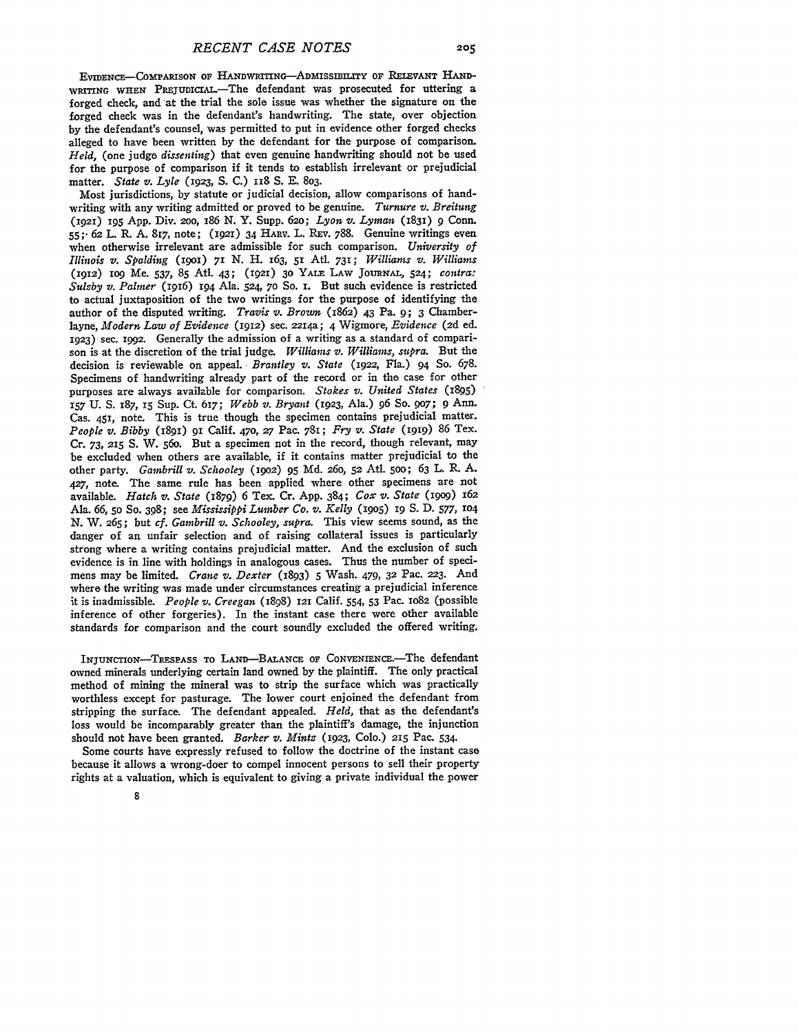EVIDENCE—COMPARISON OF HANDWRITING—ADMISSIBILITY OF RELEVANT HANDWRITING WHEN PREJUDICIAL.—The defendant was prosecuted for uttering a forged check, and at the trial the sole issue was whether the signature on the forged check was in the defendant's handwriting. The state, over objection by the defendant's counsel, was permitted to put in evidence other forged checks alleged to have been written by the defendant for the purpose of comparison. *Held,* (one judge *dissenting*) that even genuine handwriting should not be used for the purpose of comparison if it tends to establish irrelevant or prejudicial matter. *State v. Lyle* (1923, S. C.) 118 S. E. 803.

Most jurisdictions, by statute or judicial decision, allow comparisons of handwriting with any writing admitted or proved to be genuine. *Turnure v. Breitung* (1921) 195 App. Div. 200, 186 N. Y. Supp. 620; *Lyon v. Lyman* (1831) 9 Conn. 55; 62 L. R. A. 817, note; (1921) 34 HARV. L. REV. 788. Genuine writings even when otherwise irrelevant are admissible for such comparison. *University of Illinois v. Spalding* (1901) 71 N. H. 163, 51 Atl. 731; *Williams v. Williams* (1912) 109 Me. 537, 85 Atl. 43; (1921) 30 YALE LAW JOURNAL, 524; *contra: Sulzby v. Palmer* (1916) 194 Ala. 524, 70 So. 1. But such evidence is restricted to actual juxtaposition of the two writings for the purpose of identifying the author of the disputed writing. *Travis v. Brown* (1862) 43 Pa. 9; 3 Chamberlayne, *Modern Law of Evidence* (1912) sec. 2214a; 4 Wigmore, *Evidence* (2d ed. 1923) sec. 1992. Generally the admission of a writing as a standard of comparison is at the discretion of the trial judge. *Williams v. Williams, supra.* But the decision is reviewable on appeal. *Brantley v. State* (1922, Fla.) 94 So. 678. Specimens of handwriting already part of the record or in the case for other purposes are always available for comparison. *Stokes v. United States* (1895) 157 U. S. 187, 15 Sup. Ct. 617; *Webb v. Bryant* (1923, Ala.) 96 So. 907; 9 Ann. Cas. 451, note. This is true though the specimen contains prejudicial matter. *People v. Bibby* (1891) 91 Calif. 470, 27 Pac. 781; *Fry v. State* (1919) 86 Tex. Cr. 73, 215 S. W. 560. But a specimen not in the record, though relevant, may be excluded when others are available, if it contains matter prejudicial to the other party. *Gambrill v. Schooley* (1902) 95 Md. 260, 52 Atl. 500; 63 L. R. A. 427, note. The same rule has been applied where other specimens are not available. *Hatch v. State* (1879) 6 Tex. Cr. App. 384; *Cox v. State* (1909) 162 Ala. 66, 50 So. 398; see *Mississippi Lumber Co. v. Kelly* (1905) 19 S. D. 577, 104 N. W. 265; but *cf. Gambrill v. Schooley, supra.* This view seems sound, as the danger of an unfair selection and of raising collateral issues is particularly strong where a writing contains prejudicial matter. And the exclusion of such evidence is in line with holdings in analogous cases. Thus the number of specimens may be limited. *Crane v. Dexter* (1893) 5 Wash. 479, 32 Pac. 223. And where the writing was made under circumstances creating a prejudicial inference it is inadmissible. *People v. Creegan* (1898) 121 Calif. 554, 53 Pac. 1082 (possible inference of other forgeries). In the instant case there were other available standards for comparison and the court soundly excluded the offered writing.

INJUNCTION—TRESPASS TO LAND—BALANCE OF CONVENIENCE.—The defendant owned minerals underlying certain land owned by the plaintiff. The only practical method of mining the mineral was to strip the surface which was practically worthless except for pasturage. The lower court enjoined the defendant from stripping the surface. The defendant appealed. *Held,* that as the defendant's loss would be incomparably greater than the plaintiff's damage, the injunction should not have been granted. *Barker v. Mintz* (1923, Colo.) 215 Pac. 534.

Some courts have expressly refused to follow the doctrine of the instant case because it allows a wrong-doer to compel innocent persons to sell their property rights at a valuation, which is equivalent to giving a private individual the power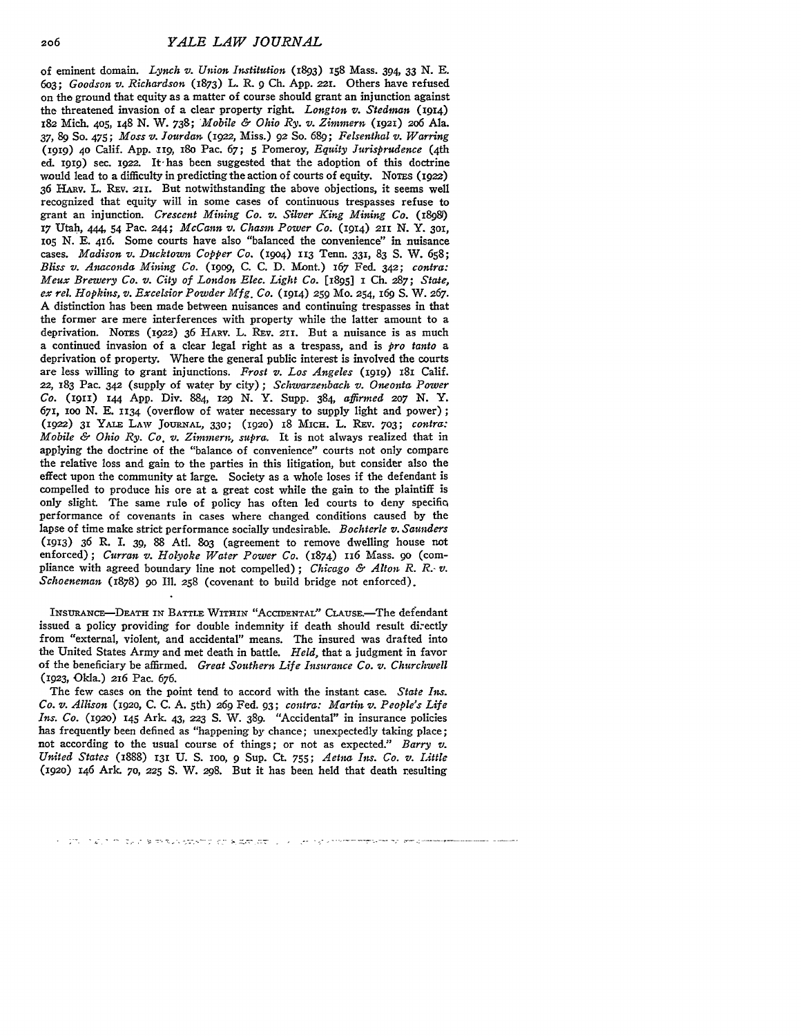of eminent domain. *Lynch v. Union Institution* (1893) 158 Mass. 394, 33 N. E. 603; *Goodson v. Richardson* (1873) L. R. 9 Ch. App. 221. Others have refused on the ground that equity as a matter of course should grant an injunction against the threatened invasion of a clear property right. *Longton v. Stedman* (1914) 182 Mich. 405, 148 N. W. 738; *Mobile & Ohio Ry. v. Zimmern* (1921) 206 Ala. 37, 89 So. 475; *Moss v. Jourdan* (1922, Miss.) 92 So. 689; *Felsenthal v. Warring* (1919) 40 Calif. App. 119, 180 Pac. 67; 5 Pomeroy, *Equity Jurisprudence* (4th ed. 1919) sec. 1922. It has been suggested that the adoption of this doctrine would lead to a difficulty in predicting the action of courts of equity. NOTES (1922) 36 HARV. L. REV. 211. But notwithstanding the above objections, it seems well recognized that equity will in some cases of continuous trespasses refuse to grant an injunction. *Crescent Mining Co. v. Silver King Mining Co.* (1898) 17 Utah, 444, 54 Pac. 244; *McCann v. Chasm Power Co.* (1914) 211 N. Y. 301, 105 N. E. 416. Some courts have also "balanced the convenience" in nuisance cases. *Madison v. Ducktown Copper Co.* (1904) 113 Tenn. 331, 83 S. W. 658; *Bliss v. Anaconda Mining Co.* (1909, C. C. D. Mont.) 167 Fed. 342; *contra: Meux Brewery Co. v. City of London Elec. Light Co.* [1895] 1 Ch. 287; *State, ex rel. Hopkins, v. Excelsior Powder Mfg. Co.* (1914) 259 Mo. 254, 169 S. W. 267. A distinction has been made between nuisances and continuing trespasses in that the former are mere interferences with property while the latter amount to a deprivation. NOTES (1922) 36 HARV. L. REV. 211. But a nuisance is as much a continued invasion of a clear legal right as a trespass, and is *pro tanto* a deprivation of property. Where the general public interest is involved the courts are less willing to grant injunctions. *Frost v. Los Angeles* (1919) 181 Calif. 22, 183 Pac. 342 (supply of water by city); *Schwarzenbach v. Oneonta Power Co.* (1911) 144 App. Div. 884, 129 N. Y. Supp. 384, *affirmed* 207 N. Y. 671, 100 N. E. 1134 (overflow of water necessary to supply light and power); (1922) 31 YALE LAW JOURNAL, 330; (1920) 18 MICH. L. REV. 703; *contra: Mobile & Ohio Ry. Co. v. Zimmern, supra.* It is not always realized that in applying the doctrine of the "balance of convenience" courts not only compare the relative loss and gain to the parties in this litigation, but consider also the effect upon the community at large. Society as a whole loses if the defendant is compelled to produce his ore at a great cost while the gain to the plaintiff is only slight. The same rule of policy has often led courts to deny specific performance of covenants in cases where changed conditions caused by the lapse of time make strict performance socially undesirable. *Bochterle v. Saunders* (1913) 36 R. I. 39, 88 Atl. 803 (agreement to remove dwelling house not enforced); *Curran v. Holyoke Water Power Co.* (1874) 116 Mass. 90 (compliance with agreed boundary line not compelled); *Chicago & Alton R. R. v. Schoeneman* (1878) 90 Ill. 258 (covenant to build bridge not enforced).

INSURANCE—DEATH IN BATTLE WITHIN "ACCIDENTAL" CLAUSE.—The defendant issued a policy providing for double indemnity if death should result directly from "external, violent, and accidental" means. The insured was drafted into the United States Army and met death in battle. *Held,* that a judgment in favor of the beneficiary be affirmed. *Great Southern Life Insurance Co. v. Churchwell* (1923, Okla.) 216 Pac. 676.

The few cases on the point tend to accord with the instant case. *State Ins. Co. v. Allison* (1920, C. C. A. 5th) 269 Fed. 93; *contra: Martin v. People's Life Ins. Co.* (1920) 145 Ark. 43, 223 S. W. 389. "Accidental" in insurance policies has frequently been defined as "happening by chance; unexpectedly taking place; not according to the usual course of things; or not as expected." *Barry v. United States* (1888) 131 U. S. 100, 9 Sup. Ct. 755; *Aetna Ins. Co. v. Little* (1920) 146 Ark. 70, 225 S. W. 298. But it has been held that death resulting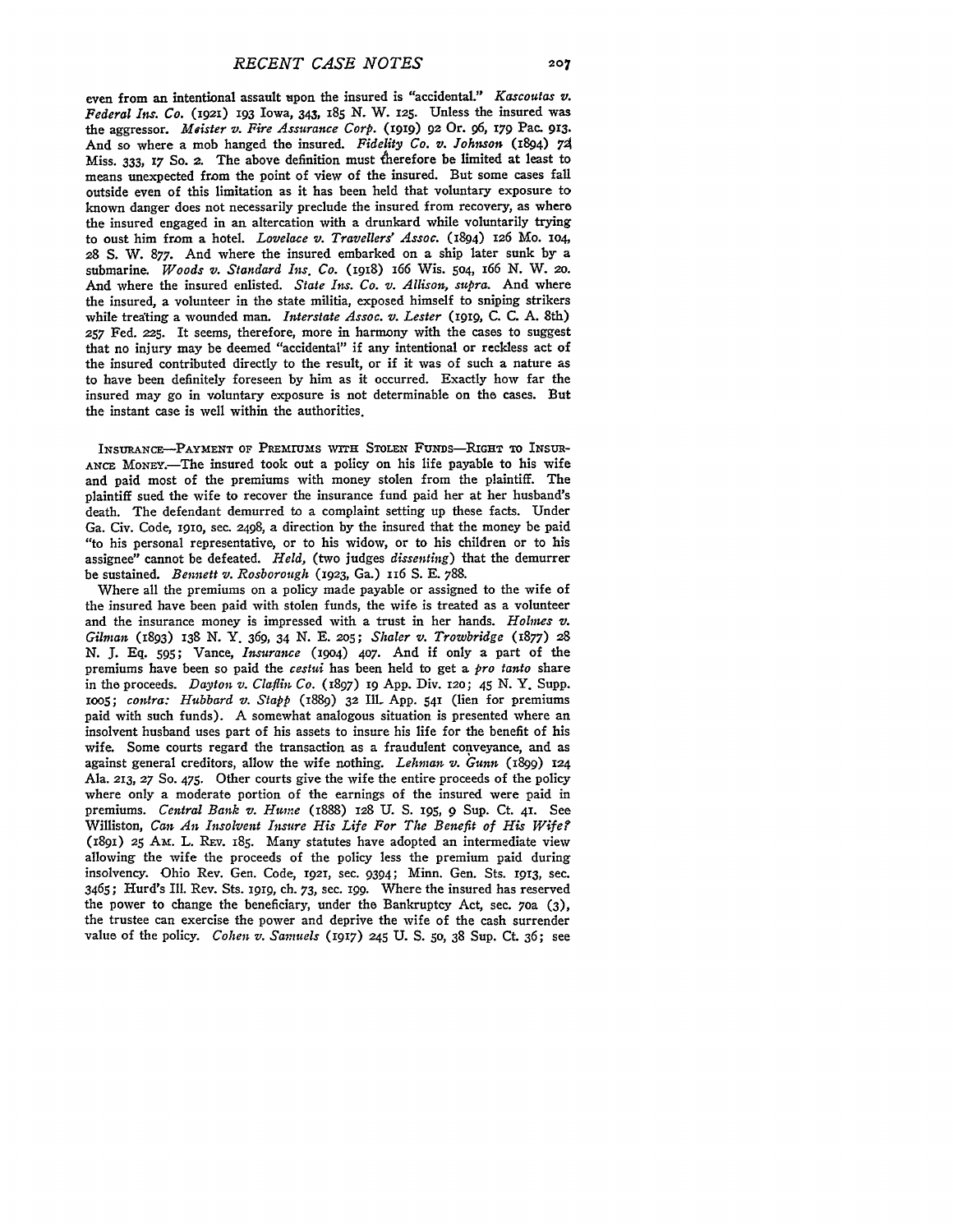even from an intentional assault upon the insured is "accidental." *Kascoutas v. Federal Ins. Co.* (1921) 193 Iowa, 343, 185 N. W. 125. Unless the insured was the aggressor. *Meister v. Fire Assurance Corp.* (1919) 92 Or. 96, 179 Pac. 913. And so where a mob hanged the insured. *Fidelity Co. v. Johnson* (1894) 72 Miss. 333, 17 So. 2. The above definition must therefore be limited at least to means unexpected from the point of view of the insured. But some cases fall outside even of this limitation as it has been held that voluntary exposure to known danger does not necessarily preclude the insured from recovery, as where the insured engaged in an altercation with a drunkard while voluntarily trying to oust him from a hotel. *Lovelace v. Travellers' Assoc.* (1894) 126 Mo. 104, 28 S. W. 877. And where the insured embarked on a ship later sunk by a submarine. *Woods v. Standard Ins. Co.* (1918) 166 Wis. 504, 166 N. W. 20. And where the insured enlisted. *State Ins. Co. v. Allison, supra.* And where the insured, a volunteer in the state militia, exposed himself to sniping strikers while treating a wounded man. *Interstate Assoc. v. Lester* (1919, C. C. A. 8th) 257 Fed. 225. It seems, therefore, more in harmony with the cases to suggest that no injury may be deemed "accidental" if any intentional or reckless act of the insured contributed directly to the result, or if it was of such a nature as to have been definitely foreseen by him as it occurred. Exactly how far the insured may go in voluntary exposure is not determinable on the cases. But the instant case is well within the authorities.

INSURANCE—PAYMENT OF PREMIUMS WITH STOLEN FUNDS—RIGHT TO INSURANCE MONEY.—The insured took out a policy on his life payable to his wife and paid most of the premiums with money stolen from the plaintiff. The plaintiff sued the wife to recover the insurance fund paid her at her husband's death. The defendant demurred to a complaint setting up these facts. Under Ga. Civ. Code, 1910, sec. 2498, a direction by the insured that the money be paid "to his personal representative, or to his widow, or to his children or to his assignee" cannot be defeated. *Held,* (two judges *dissenting*) that the demurrer be sustained. *Bennett v. Rosborough* (1923, Ga.) 116 S. E. 788.

Where all the premiums on a policy made payable or assigned to the wife of the insured have been paid with stolen funds, the wife is treated as a volunteer and the insurance money is impressed with a trust in her hands. *Holmes v. Gilman* (1893) 138 N. Y. 369, 34 N. E. 205; *Shaler v. Trowbridge* (1877) 28 N. J. Eq. 595; Vance, *Insurance* (1904) 407. And if only a part of the premiums have been so paid the *cestui* has been held to get a *pro tanto* share in the proceeds. *Dayton v. Claflin Co.* (1897) 19 App. Div. 120; 45 N. Y. Supp. 1005; *contra: Hubbard v. Stapp* (1889) 32 Ill. App. 541 (lien for premiums paid with such funds). A somewhat analogous situation is presented where an insolvent husband uses part of his assets to insure his life for the benefit of his wife. Some courts regard the transaction as a fraudulent conveyance, and as against general creditors, allow the wife nothing. *Lehman v. Gunn* (1899) 124 Ala. 213, 27 So. 475. Other courts give the wife the entire proceeds of the policy where only a moderate portion of the earnings of the insured were paid in premiums. *Central Bank v. Hume* (1888) 128 U. S. 195, 9 Sup. Ct. 41. See Williston, *Can An Insolvent Insure His Life For The Benefit of His Wife?* (1891) 25 AM. L. REV. 185. Many statutes have adopted an intermediate view allowing the wife the proceeds of the policy less the premium paid during insolvency. Ohio Rev. Gen. Code, 1921, sec. 9394; Minn. Gen. Sts. 1913, sec. 3465; Hurd's Ill. Rev. Sts. 1919, ch. 73, sec. 199. Where the insured has reserved the power to change the beneficiary, under the Bankruptcy Act, sec. 70a (3), the trustee can exercise the power and deprive the wife of the cash surrender value of the policy. *Cohen v. Samuels* (1917) 245 U. S. 50, 38 Sup. Ct. 36; see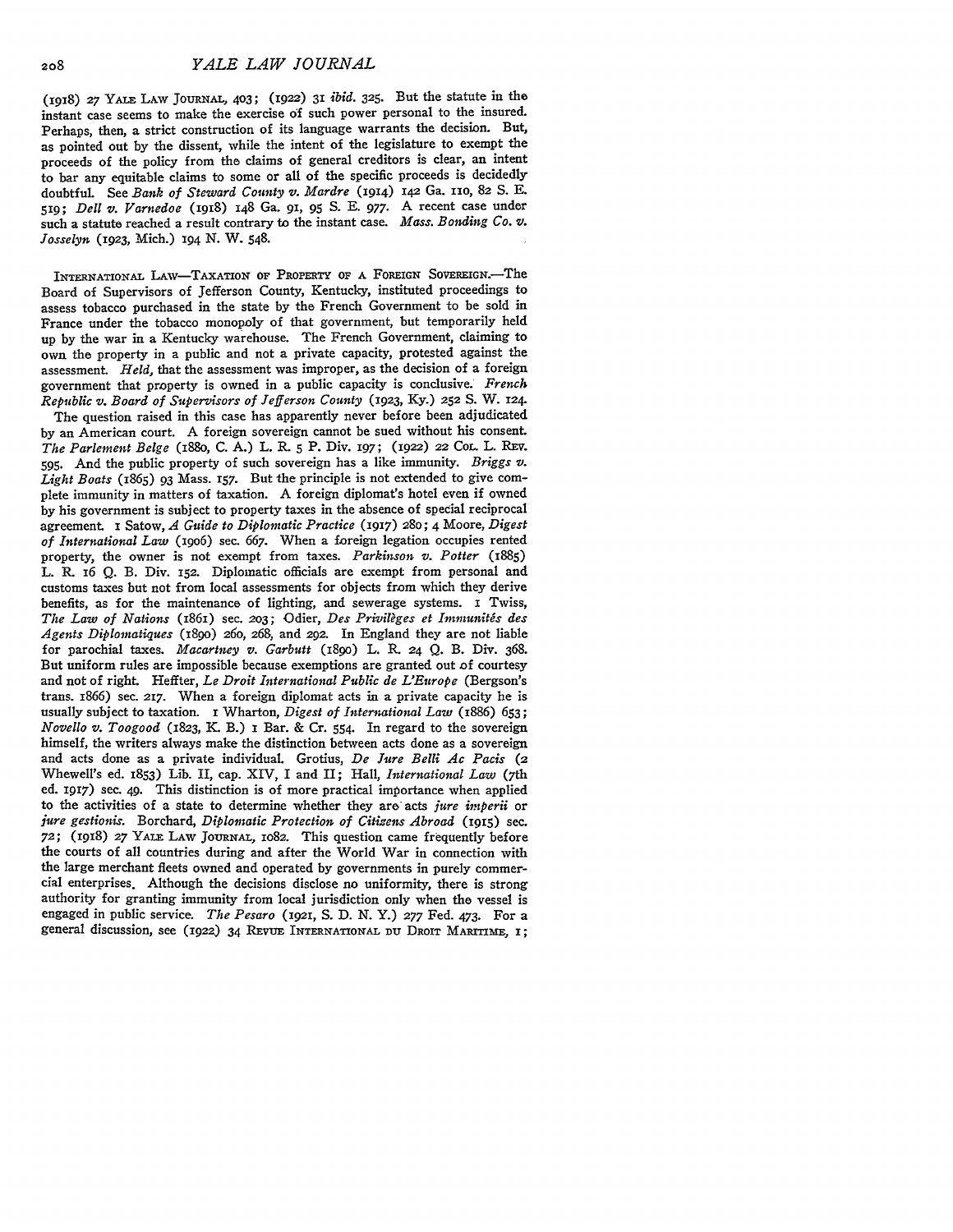(1918) 27 YALE LAW JOURNAL, 403; (1922) 31 *ibid.* 325. But the statute in the instant case seems to make the exercise of such power personal to the insured. Perhaps, then, a strict construction of its language warrants the decision. But, as pointed out by the dissent, while the intent of the legislature to exempt the proceeds of the policy from the claims of general creditors is clear, an intent to bar any equitable claims to some or all of the specific proceeds is decidedly doubtful. See *Bank of Steward County v. Mardre* (1914) 142 Ga. 110, 82 S. E. 519; *Dell v. Varnedoe* (1918) 148 Ga. 91, 95 S. E. 977. A recent case under such a statute reached a result contrary to the instant case. *Mass. Bonding Co. v. Josselyn* (1923, Mich.) 194 N. W. 548.

INTERNATIONAL LAW—TAXATION OF PROPERTY OF A FOREIGN SOVEREIGN.—The Board of Supervisors of Jefferson County, Kentucky, instituted proceedings to assess tobacco purchased in the state by the French Government to be sold in France under the tobacco monopoly of that government, but temporarily held up by the war in a Kentucky warehouse. The French Government, claiming to own the property in a public and not a private capacity, protested against the assessment. *Held,* that the assessment was improper, as the decision of a foreign government that property is owned in a public capacity is conclusive. *French Republic v. Board of Supervisors of Jefferson County* (1923, Ky.) 252 S. W. 124.

The question raised in this case has apparently never before been adjudicated by an American court. A foreign sovereign cannot be sued without his consent. *The Parlement Belge* (1880, C. A.) L. R. 5 P. Div. 197; (1922) 22 COL. L. REV. 595. And the public property of such sovereign has a like immunity. *Briggs v. Light Boats* (1865) 93 Mass. 157. But the principle is not extended to give complete immunity in matters of taxation. A foreign diplomat's hotel even if owned by his government is subject to property taxes in the absence of special reciprocal agreement. 1 Satow, *A Guide to Diplomatic Practice* (1917) 280; 4 Moore, *Digest of International Law* (1906) sec. 667. When a foreign legation occupies rented property, the owner is not exempt from taxes. *Parkinson v. Potter* (1885) L. R. 16 Q. B. Div. 152. Diplomatic officials are exempt from personal and customs taxes but not from local assessments for objects from which they derive benefits, as for the maintenance of lighting, and sewerage systems. 1 Twiss, *The Law of Nations* (1861) sec. 203; Odier, *Des Privilèges et Immunités des Agents Diplomatiques* (1890) 260, 268, and 292. In England they are not liable for parochial taxes. *Macartney v. Garbutt* (1890) L. R. 24 Q. B. Div. 368. But uniform rules are impossible because exemptions are granted out of courtesy and not of right. Heffter, *Le Droit International Public de L'Europe* (Bergson's trans. 1866) sec. 217. When a foreign diplomat acts in a private capacity he is usually subject to taxation. 1 Wharton, *Digest of International Law* (1886) 653; *Novello v. Toogood* (1823, K. B.) 1 Bar. & Cr. 554. In regard to the sovereign himself, the writers always make the distinction between acts done as a sovereign and acts done as a private individual. Grotius, *De Jure Belli Ac Pacis* (2 Whewell's ed. 1853) Lib. II, cap. XIV, I and II; Hall, *International Law* (7th ed. 1917) sec. 49. This distinction is of more practical importance when applied to the activities of a state to determine whether they are acts *jure imperii* or *jure gestionis*. Borchard, *Diplomatic Protection of Citizens Abroad* (1915) sec. 72; (1918) 27 YALE LAW JOURNAL, 1082. This question came frequently before the courts of all countries during and after the World War in connection with the large merchant fleets owned and operated by governments in purely commercial enterprises. Although the decisions disclose no uniformity, there is strong authority for granting immunity from local jurisdiction only when the vessel is engaged in public service. *The Pesaro* (1921, S. D. N. Y.) 277 Fed. 473. For a general discussion, see (1922) 34 REVUE INTERNATIONAL DU DROIT MARITIME, 1;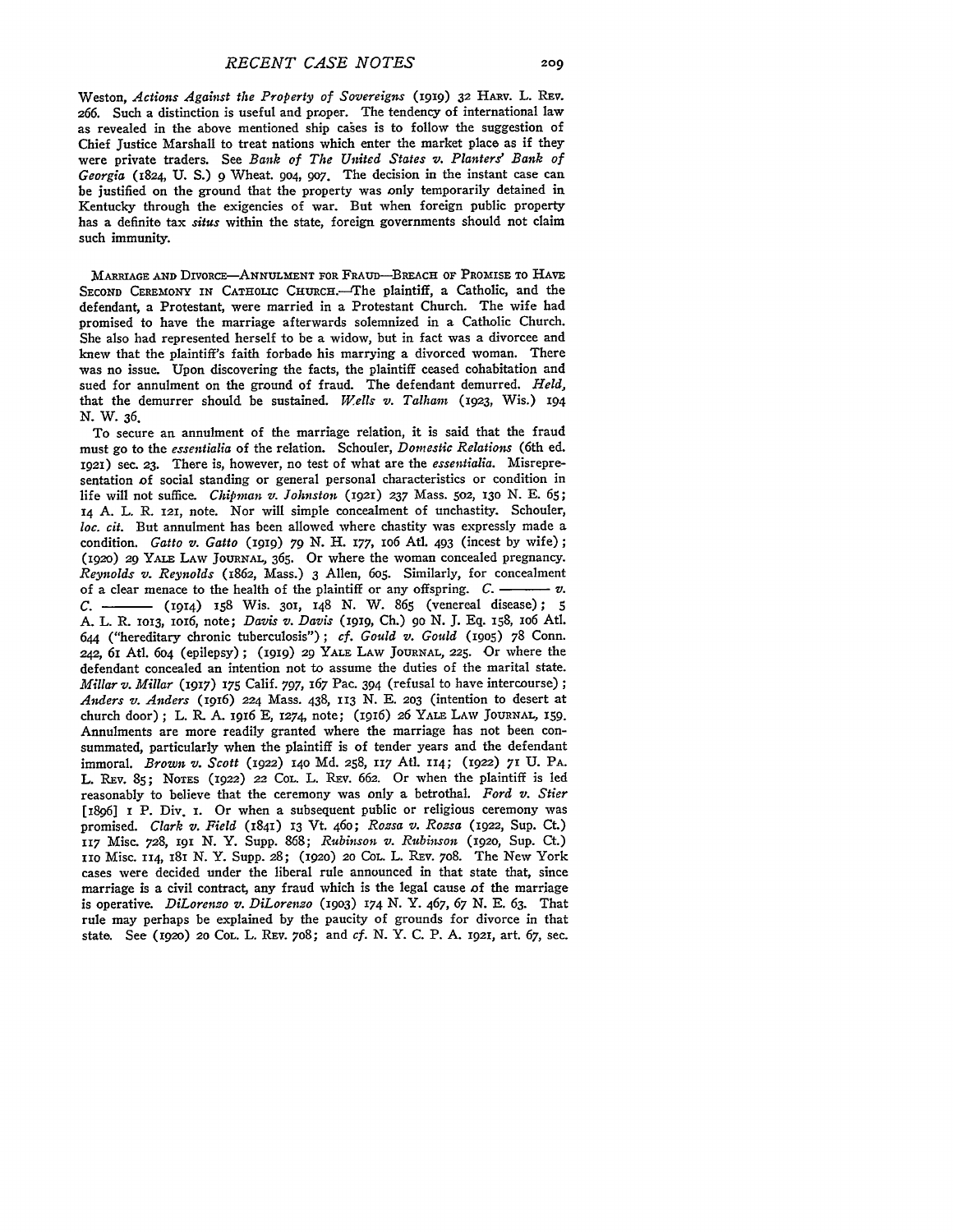Weston, *Actions Against the Property of Sovereigns* (1919) 32 HARV. L. REV. 266. Such a distinction is useful and proper. The tendency of international law as revealed in the above mentioned ship cases is to follow the suggestion of Chief Justice Marshall to treat nations which enter the market place as if they were private traders. See *Bank of The United States v. Planters' Bank of Georgia* (1824, U. S.) 9 Wheat. 904, 907. The decision in the instant case can be justified on the ground that the property was only temporarily detained in Kentucky through the exigencies of war. But when foreign public property has a definite tax *situs* within the state, foreign governments should not claim such immunity.

MARRIAGE AND DIVORCE—ANNULMENT FOR FRAUD—BREACH OF PROMISE TO HAVE SECOND CEREMONY IN CATHOLIC CHURCH.—The plaintiff, a Catholic, and the defendant, a Protestant, were married in a Protestant Church. The wife had promised to have the marriage afterwards solemnized in a Catholic Church. She also had represented herself to be a widow, but in fact was a divorcee and knew that the plaintiff's faith forbade his marrying a divorced woman. There was no issue. Upon discovering the facts, the plaintiff ceased cohabitation and sued for annulment on the ground of fraud. The defendant demurred. *Held*, that the demurrer should be sustained. *Wells v. Talham* (1923, Wis.) 194 N. W. 36.

To secure an annulment of the marriage relation, it is said that the fraud must go to the *essentialia* of the relation. Schouler, *Domestic Relations* (6th ed. 1921) sec. 23. There is, however, no test of what are the *essentialia*. Misrepresentation of social standing or general personal characteristics or condition in life will not suffice. *Chipman v. Johnston* (1921) 237 Mass. 502, 130 N. E. 65; 14 A. L. R. 121, note. Nor will simple concealment of unchastity. Schouler, *loc. cit.* But annulment has been allowed where chastity was expressly made a condition. *Gatto v. Gatto* (1919) 79 N. H. 177, 106 Atl. 493 (incest by wife); (1920) 29 YALE LAW JOURNAL, 365. Or where the woman concealed pregnancy. *Reynolds v. Reynolds* (1862, Mass.) 3 Allen, 605. Similarly, for concealment of a clear menace to the health of the plaintiff or any offspring. *C. ——— v. C. ———* (1914) 158 Wis. 301, 148 N. W. 865 (venereal disease); 5 A. L. R. 1013, 1016, note; *Davis v. Davis* (1919, Ch.) 90 N. J. Eq. 158, 106 Atl. 644 ("hereditary chronic tuberculosis"); *cf. Gould v. Gould* (1905) 78 Conn. 242, 61 Atl. 604 (epilepsy); (1919) 29 YALE LAW JOURNAL, 225. Or where the defendant concealed an intention not to assume the duties of the marital state. *Millar v. Millar* (1917) 175 Calif. 797, 167 Pac. 394 (refusal to have intercourse); *Anders v. Anders* (1916) 224 Mass. 438, 113 N. E. 203 (intention to desert at church door); L. R. A. 1916 E, 1274, note; (1916) 26 YALE LAW JOURNAL, 159. Annulments are more readily granted where the marriage has not been consummated, particularly when the plaintiff is of tender years and the defendant immoral. *Brown v. Scott* (1922) 140 Md. 258, 117 Atl. 114; (1922) 71 U. PA. L. REV. 85; NOTES (1922) 22 COL. L. REV. 662. Or when the plaintiff is led reasonably to believe that the ceremony was only a betrothal. *Ford v. Stier* [1896] 1 P. Div. 1. Or when a subsequent public or religious ceremony was promised. *Clark v. Field* (1841) 13 Vt. 460; *Rozsa v. Rozsa* (1922, Sup. Ct.) 117 Misc. 728, 191 N. Y. Supp. 868; *Rubinson v. Rubinson* (1920, Sup. Ct.) 110 Misc. 114, 181 N. Y. Supp. 28; (1920) 20 COL. L. REV. 708. The New York cases were decided under the liberal rule announced in that state that, since marriage is a civil contract, any fraud which is the legal cause of the marriage is operative. *DiLorenzo v. DiLorenzo* (1903) 174 N. Y. 467, 67 N. E. 63. That rule may perhaps be explained by the paucity of grounds for divorce in that state. See (1920) 20 COL. L. REV. 708; and *cf.* N. Y. C. P. A. 1921, art. 67, sec.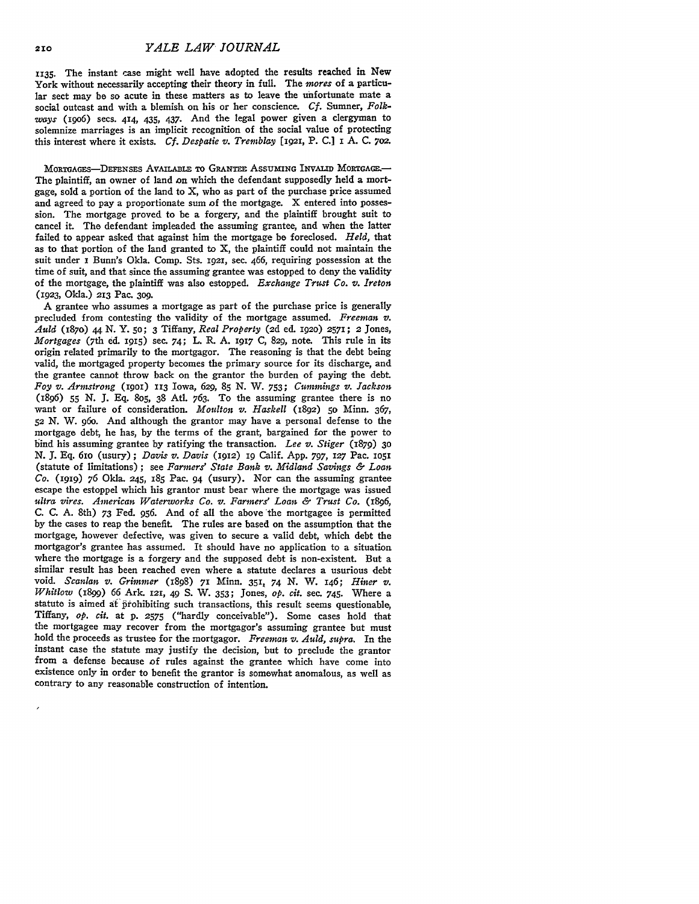1135. The instant case might well have adopted the results reached in New York without necessarily accepting their theory in full. The *mores* of a particular sect may be so acute in these matters as to leave the unfortunate mate a social outcast and with a blemish on his or her conscience. *Cf.* Sumner, *Folkways* (1906) secs. 414, 435, 437. And the legal power given a clergyman to solemnize marriages is an implicit recognition of the social value of protecting this interest where it exists. *Cf. Despatie v. Tremblay* [1921, P. C.] 1 A. C. 702.

MORTGAGES—DEFENSES AVAILABLE TO GRANTEE ASSUMING INVALID MORTGAGE.—The plaintiff, an owner of land on which the defendant supposedly held a mortgage, sold a portion of the land to X, who as part of the purchase price assumed and agreed to pay a proportionate sum of the mortgage. X entered into possession. The mortgage proved to be a forgery, and the plaintiff brought suit to cancel it. The defendant impleaded the assuming grantee, and when the latter failed to appear asked that against him the mortgage be foreclosed. *Held,* that as to that portion of the land granted to X, the plaintiff could not maintain the suit under 1 Bunn's Okla. Comp. Sts. 1921, sec. 466, requiring possession at the time of suit, and that since the assuming grantee was estopped to deny the validity of the mortgage, the plaintiff was also estopped. *Exchange Trust Co. v. Ireton* (1923, Okla.) 213 Pac. 309.

A grantee who assumes a mortgage as part of the purchase price is generally precluded from contesting the validity of the mortgage assumed. *Freeman v. Auld* (1870) 44 N. Y. 50; 3 Tiffany, *Real Property* (2d ed. 1920) 2571; 2 Jones, *Mortgages* (7th ed. 1915) sec. 74; L. R. A. 1917 C, 829, note. This rule in its origin related primarily to the mortgagor. The reasoning is that the debt being valid, the mortgaged property becomes the primary source for its discharge, and the grantee cannot throw back on the grantor the burden of paying the debt. *Foy v. Armstrong* (1901) 113 Iowa, 629, 85 N. W. 753; *Cummings v. Jackson* (1896) 55 N. J. Eq. 805, 38 Atl. 763. To the assuming grantee there is no want or failure of consideration. *Moulton v. Haskell* (1892) 50 Minn. 367, 52 N. W. 960. And although the grantor may have a personal defense to the mortgage debt, he has, by the terms of the grant, bargained for the power to bind his assuming grantee by ratifying the transaction. *Lee v. Stiger* (1879) 30 N. J. Eq. 610 (usury); *Davis v. Davis* (1912) 19 Calif. App. 797, 127 Pac. 1051 (statute of limitations); see *Farmers' State Bank v. Midland Savings & Loan Co.* (1919) 76 Okla. 245, 185 Pac. 94 (usury). Nor can the assuming grantee escape the estoppel which his grantor must bear where the mortgage was issued *ultra vires*. *American Waterworks Co. v. Farmers' Loan & Trust Co.* (1896, C. C. A. 8th) 73 Fed. 956. And of all the above the mortgagee is permitted by the cases to reap the benefit. The rules are based on the assumption that the mortgage, however defective, was given to secure a valid debt, which debt the mortgagor's grantee has assumed. It should have no application to a situation where the mortgage is a forgery and the supposed debt is non-existent. But a similar result has been reached even where a statute declares a usurious debt void. *Scanlan v. Grimmer* (1898) 71 Minn. 351, 74 N. W. 146; *Hiner v. Whitlow* (1899) 66 Ark. 121, 49 S. W. 353; Jones, *op. cit.* sec. 745. Where a statute is aimed at prohibiting such transactions, this result seems questionable, Tiffany, *op. cit.* at p. 2575 ("hardly conceivable"). Some cases hold that the mortgagee may recover from the mortgagor's assuming grantee but must hold the proceeds as trustee for the mortgagor. *Freeman v. Auld, supra.* In the instant case the statute may justify the decision, but to preclude the grantor from a defense because of rules against the grantee which have come into existence only in order to benefit the grantor is somewhat anomalous, as well as contrary to any reasonable construction of intention.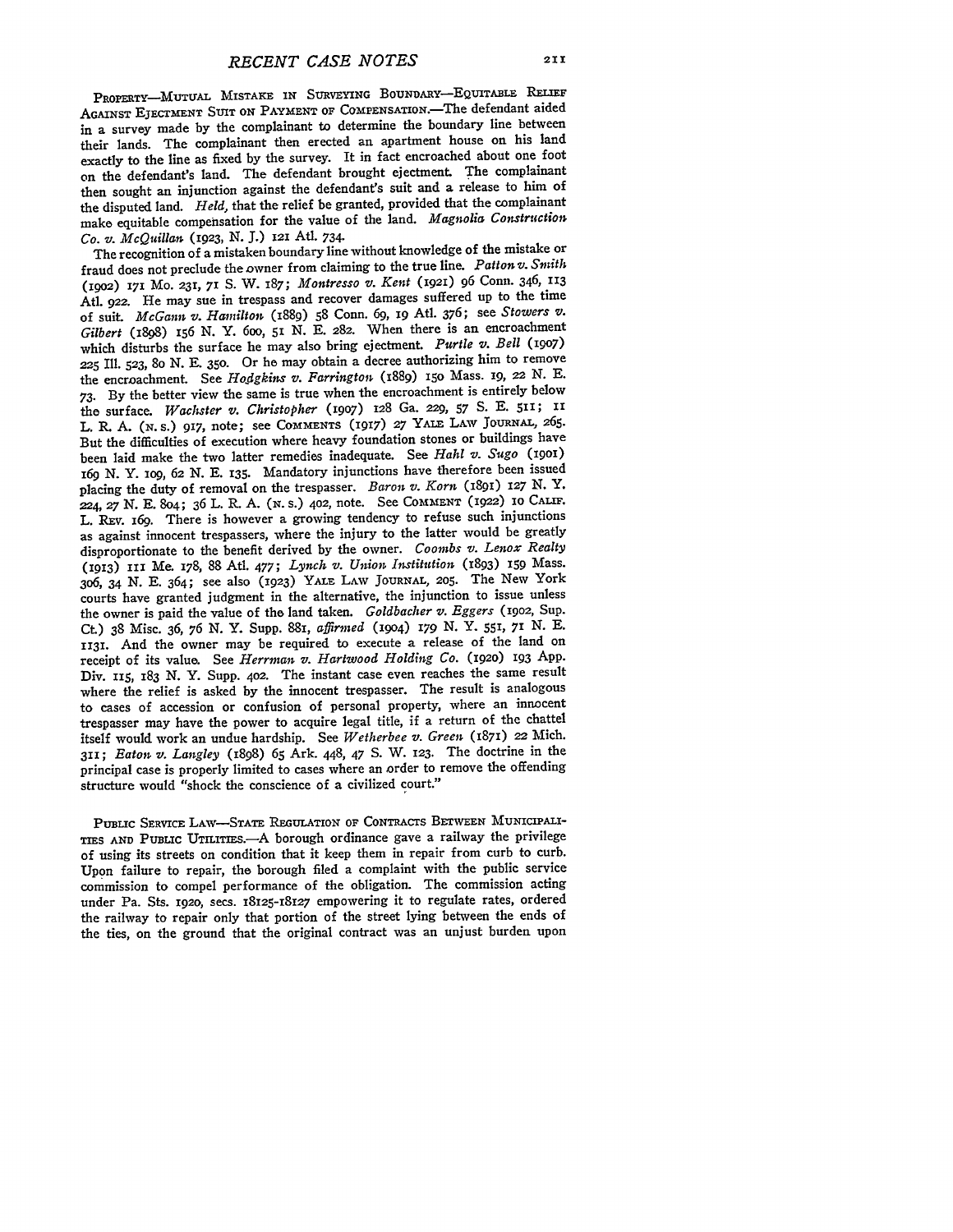PROPERTY—MUTUAL MISTAKE IN SURVEYING BOUNDARY—EQUITABLE RELIEF AGAINST EJECTMENT SUIT ON PAYMENT OF COMPENSATION.—The defendant aided in a survey made by the complainant to determine the boundary line between their lands. The complainant then erected an apartment house on his land exactly to the line as fixed by the survey. It in fact encroached about one foot on the defendant's land. The defendant brought ejectment. The complainant then sought an injunction against the defendant's suit and a release to him of the disputed land. *Held,* that the relief be granted, provided that the complainant make equitable compensation for the value of the land. *Magnolia Construction Co. v. McQuillan* (1923, N. J.) 121 Atl. 734.

The recognition of a mistaken boundary line without knowledge of the mistake or fraud does not preclude the owner from claiming to the true line. *Patton v. Smith* (1902) 171 Mo. 231, 71 S. W. 187; *Montresso v. Kent* (1921) 96 Conn. 346, 113 Atl. 922. He may sue in trespass and recover damages suffered up to the time of suit. *McGann v. Hamilton* (1889) 58 Conn. 69, 19 Atl. 376; see *Stowers v. Gilbert* (1898) 156 N. Y. 600, 51 N. E. 282. When there is an encroachment which disturbs the surface he may also bring ejectment. *Purtle v. Bell* (1907) 225 Ill. 523, 80 N. E. 350. Or he may obtain a decree authorizing him to remove the encroachment. See *Hodgkins v. Farrington* (1889) 150 Mass. 19, 22 N. E. 73. By the better view the same is true when the encroachment is entirely below the surface. *Wachster v. Christopher* (1907) 128 Ga. 229, 57 S. E. 511; 11 L. R. A. (N. S.) 917, note; see COMMENTS (1917) 27 YALE LAW JOURNAL, 265. But the difficulties of execution where heavy foundation stones or buildings have been laid make the two latter remedies inadequate. See *Hahl v. Sugo* (1901) 169 N. Y. 109, 62 N. E. 135. Mandatory injunctions have therefore been issued placing the duty of removal on the trespasser. *Baron v. Korn* (1891) 127 N. Y. 224, 27 N. E. 804; 36 L. R. A. (N. S.) 402, note. See COMMENT (1922) 10 CALIF. L. REV. 169. There is however a growing tendency to refuse such injunctions as against innocent trespassers, where the injury to the latter would be greatly disproportionate to the benefit derived by the owner. *Coombs v. Lenox Realty* (1913) 111 Me. 178, 88 Atl. 477; *Lynch v. Union Institution* (1893) 159 Mass. 306, 34 N. E. 364; see also (1923) YALE LAW JOURNAL, 205. The New York courts have granted judgment in the alternative, the injunction to issue unless the owner is paid the value of the land taken. *Goldbacher v. Eggers* (1902, Sup. Ct.) 38 Misc. 36, 76 N. Y. Supp. 881, *affirmed* (1904) 179 N. Y. 551, 71 N. E. 1131. And the owner may be required to execute a release of the land on receipt of its value. See *Herrman v. Hartwood Holding Co.* (1920) 193 App. Div. 115, 183 N. Y. Supp. 402. The instant case even reaches the same result where the relief is asked by the innocent trespasser. The result is analogous to cases of accession or confusion of personal property, where an innocent trespasser may have the power to acquire legal title, if a return of the chattel itself would work an undue hardship. See *Wetherbee v. Green* (1871) 22 Mich. 311; *Eaton v. Langley* (1898) 65 Ark. 448, 47 S. W. 123. The doctrine in the principal case is properly limited to cases where an order to remove the offending structure would "shock the conscience of a civilized court."

PUBLIC SERVICE LAW—STATE REGULATION OF CONTRACTS BETWEEN MUNICIPALITIES AND PUBLIC UTILITIES.—A borough ordinance gave a railway the privilege of using its streets on condition that it keep them in repair from curb to curb. Upon failure to repair, the borough filed a complaint with the public service commission to compel performance of the obligation. The commission acting under Pa. Sts. 1920, secs. 18125-18127 empowering it to regulate rates, ordered the railway to repair only that portion of the street lying between the ends of the ties, on the ground that the original contract was an unjust burden upon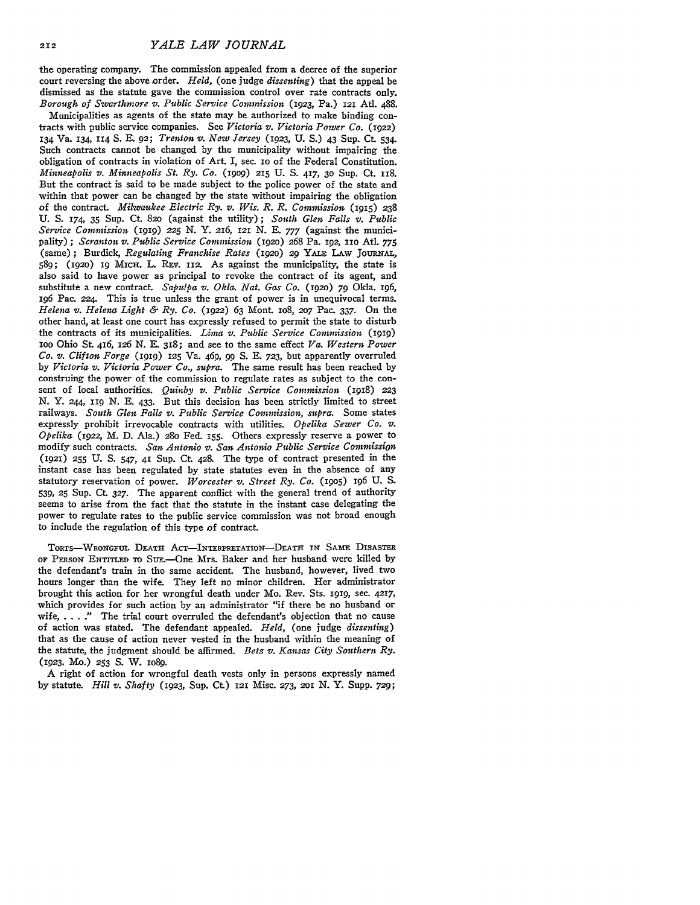the operating company. The commission appealed from a decree of the superior court reversing the above order. *Held,* (one judge *dissenting*) that the appeal be dismissed as the statute gave the commission control over rate contracts only. *Borough of Swarthmore v. Public Service Commission* (1923, Pa.) 121 Atl. 488.

Municipalities as agents of the state may be authorized to make binding contracts with public service companies. See *Victoria v. Victoria Power Co.* (1922) 134 Va. 134, 114 S. E. 92; *Trenton v. New Jersey* (1923, U. S.) 43 Sup. Ct. 534. Such contracts cannot be changed by the municipality without impairing the obligation of contracts in violation of Art. I, sec. 10 of the Federal Constitution. *Minneapolis v. Minneapolis St. Ry. Co.* (1909) 215 U. S. 417, 30 Sup. Ct. 118. But the contract is said to be made subject to the police power of the state and within that power can be changed by the state without impairing the obligation of the contract. *Milwaukee Electric Ry. v. Wis. R. R. Commission* (1915) 238 U. S. 174, 35 Sup. Ct. 820 (against the utility); *South Glen Falls v. Public Service Commission* (1919) 225 N. Y. 216, 121 N. E. 777 (against the municipality); *Scranton v. Public Service Commission* (1920) 268 Pa. 192, 110 Atl. 775 (same); Burdick, *Regulating Franchise Rates* (1920) 29 YALE LAW JOURNAL, 589; (1920) 19 MICH. L. REV. 112. As against the municipality, the state is also said to have power as principal to revoke the contract of its agent, and substitute a new contract. *Sapulpa v. Okla. Nat. Gas Co.* (1920) 79 Okla. 196, 196 Pac. 224. This is true unless the grant of power is in unequivocal terms. *Helena v. Helena Light & Ry. Co.* (1922) 63 Mont. 108, 207 Pac. 337. On the other hand, at least one court has expressly refused to permit the state to disturb the contracts of its municipalities. *Lima v. Public Service Commission* (1919) 100 Ohio St. 416, 126 N. E. 318; and see to the same effect *Va. Western Power Co. v. Clifton Forge* (1919) 125 Va. 469, 99 S. E. 723, but apparently overruled by *Victoria v. Victoria Power Co., supra.* The same result has been reached by construing the power of the commission to regulate rates as subject to the consent of local authorities. *Quinby v. Public Service Commission* (1918) 223 N. Y. 244, 119 N. E. 433. But this decision has been strictly limited to street railways. *South Glen Falls v. Public Service Commission, supra.* Some states expressly prohibit irrevocable contracts with utilities. *Opelika Sewer Co. v. Opelika* (1922, M. D. Ala.) 280 Fed. 155. Others expressly reserve a power to modify such contracts. *San Antonio v. San Antonio Public Service Commission* (1921) 255 U. S. 547, 41 Sup. Ct. 428. The type of contract presented in the instant case has been regulated by state statutes even in the absence of any statutory reservation of power. *Worcester v. Street Ry. Co.* (1905) 196 U. S. 539, 25 Sup. Ct. 327. The apparent conflict with the general trend of authority seems to arise from the fact that the statute in the instant case delegating the power to regulate rates to the public service commission was not broad enough to include the regulation of this type of contract.

TORTS—WRONGFUL DEATH ACT—INTERPRETATION—DEATH IN SAME DISASTER OF PERSON ENTITLED TO SUE.—One Mrs. Baker and her husband were killed by the defendant's train in the same accident. The husband, however, lived two hours longer than the wife. They left no minor children. Her administrator brought this action for her wrongful death under Mo. Rev. Sts. 1919, sec. 4217, which provides for such action by an administrator "if there be no husband or wife, . . . ." The trial court overruled the defendant's objection that no cause of action was stated. The defendant appealed. *Held,* (one judge *dissenting*) that as the cause of action never vested in the husband within the meaning of the statute, the judgment should be affirmed. *Betz v. Kansas City Southern Ry.* (1923, Mo.) 253 S. W. 1089.

A right of action for wrongful death vests only in persons expressly named by statute. *Hill v. Shafty* (1923, Sup. Ct.) 121 Misc. 273, 201 N. Y. Supp. 729;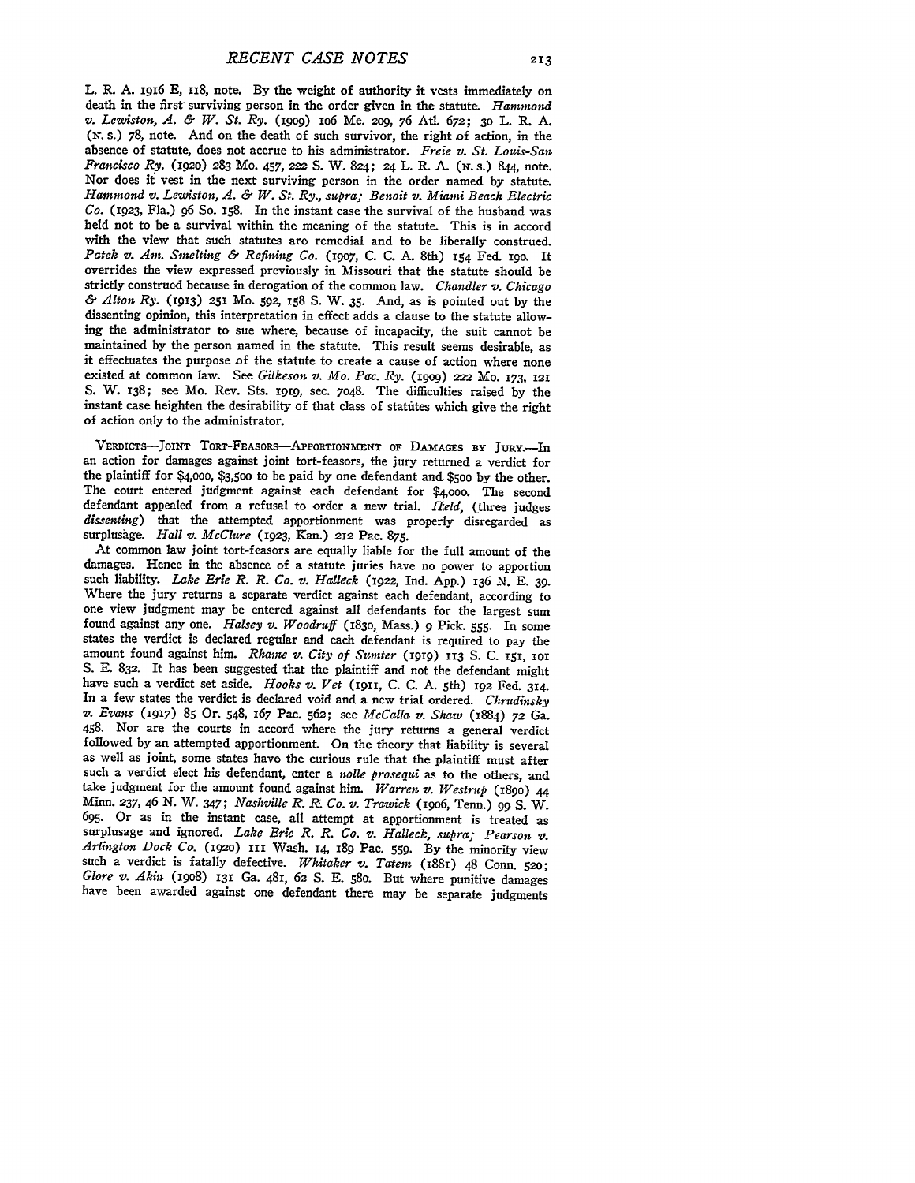L. R. A. 1916 E, 118, note. By the weight of authority it vests immediately on death in the first surviving person in the order given in the statute. *Hammond v. Lewiston, A. & W. St. Ry.* (1909) 106 Me. 209, 76 Atl. 672; 30 L. R. A. (N. S.) 78, note. And on the death of such survivor, the right of action, in the absence of statute, does not accrue to his administrator. *Freie v. St. Louis-San Francisco Ry.* (1920) 283 Mo. 457, 222 S. W. 824; 24 L. R. A. (N. S.) 844, note. Nor does it vest in the next surviving person in the order named by statute. *Hammond v. Lewiston, A. & W. St. Ry., supra; Benoit v. Miami Beach Electric Co.* (1923, Fla.) 96 So. 158. In the instant case the survival of the husband was held not to be a survival within the meaning of the statute. This is in accord with the view that such statutes are remedial and to be liberally construed. *Patek v. Am. Smelting & Refining Co.* (1907, C. C. A. 8th) 154 Fed. 190. It overrides the view expressed previously in Missouri that the statute should be strictly construed because in derogation of the common law. *Chandler v. Chicago & Alton Ry.* (1913) 251 Mo. 592, 158 S. W. 35. And, as is pointed out by the dissenting opinion, this interpretation in effect adds a clause to the statute allowing the administrator to sue where, because of incapacity, the suit cannot be maintained by the person named in the statute. This result seems desirable, as it effectuates the purpose of the statute to create a cause of action where none existed at common law. See *Gilkeson v. Mo. Pac. Ry.* (1909) 222 Mo. 173, 121 S. W. 138; see Mo. Rev. Sts. 1919, sec. 7048. The difficulties raised by the instant case heighten the desirability of that class of statutes which give the right of action only to the administrator.

VERDICTS—JOINT TORT-FEASORS—APPORTIONMENT OF DAMAGES BY JURY.—In an action for damages against joint tort-feasors, the jury returned a verdict for the plaintiff for $4,000, $3,500 to be paid by one defendant and $500 by the other. The court entered judgment against each defendant for $4,000. The second defendant appealed from a refusal to order a new trial. *Held*, (three judges *dissenting*) that the attempted apportionment was properly disregarded as surplusage. *Hall v. McClure* (1923, Kan.) 212 Pac. 875.

At common law joint tort-feasors are equally liable for the full amount of the damages. Hence in the absence of a statute juries have no power to apportion such liability. *Lake Erie R. R. Co. v. Halleck* (1922, Ind. App.) 136 N. E. 39. Where the jury returns a separate verdict against each defendant, according to one view judgment may be entered against all defendants for the largest sum found against any one. *Halsey v. Woodruff* (1830, Mass.) 9 Pick. 555. In some states the verdict is declared regular and each defendant is required to pay the amount found against him. *Rhame v. City of Sumter* (1919) 113 S. C. 151, 101 S. E. 832. It has been suggested that the plaintiff and not the defendant might have such a verdict set aside. *Hooks v. Vet* (1911, C. C. A. 5th) 192 Fed. 314. In a few states the verdict is declared void and a new trial ordered. *Chrudinsky v. Evans* (1917) 85 Or. 548, 167 Pac. 562; see *McCalla v. Shaw* (1884) 72 Ga. 458. Nor are the courts in accord where the jury returns a general verdict followed by an attempted apportionment. On the theory that liability is several as well as joint, some states have the curious rule that the plaintiff must after such a verdict elect his defendant, enter a *nolle prosequi* as to the others, and take judgment for the amount found against him. *Warren v. Westrup* (1890) 44 Minn. 237, 46 N. W. 347; *Nashville R. R. Co. v. Trawick* (1906, Tenn.) 99 S. W. 695. Or as in the instant case, all attempt at apportionment is treated as surplusage and ignored. *Lake Erie R. R. Co. v. Halleck, supra; Pearson v. Arlington Dock Co.* (1920) 111 Wash. 14, 189 Pac. 559. By the minority view such a verdict is fatally defective. *Whitaker v. Tatem* (1881) 48 Conn. 520; *Glore v. Akin* (1908) 131 Ga. 481, 62 S. E. 580. But where punitive damages have been awarded against one defendant there may be separate judgments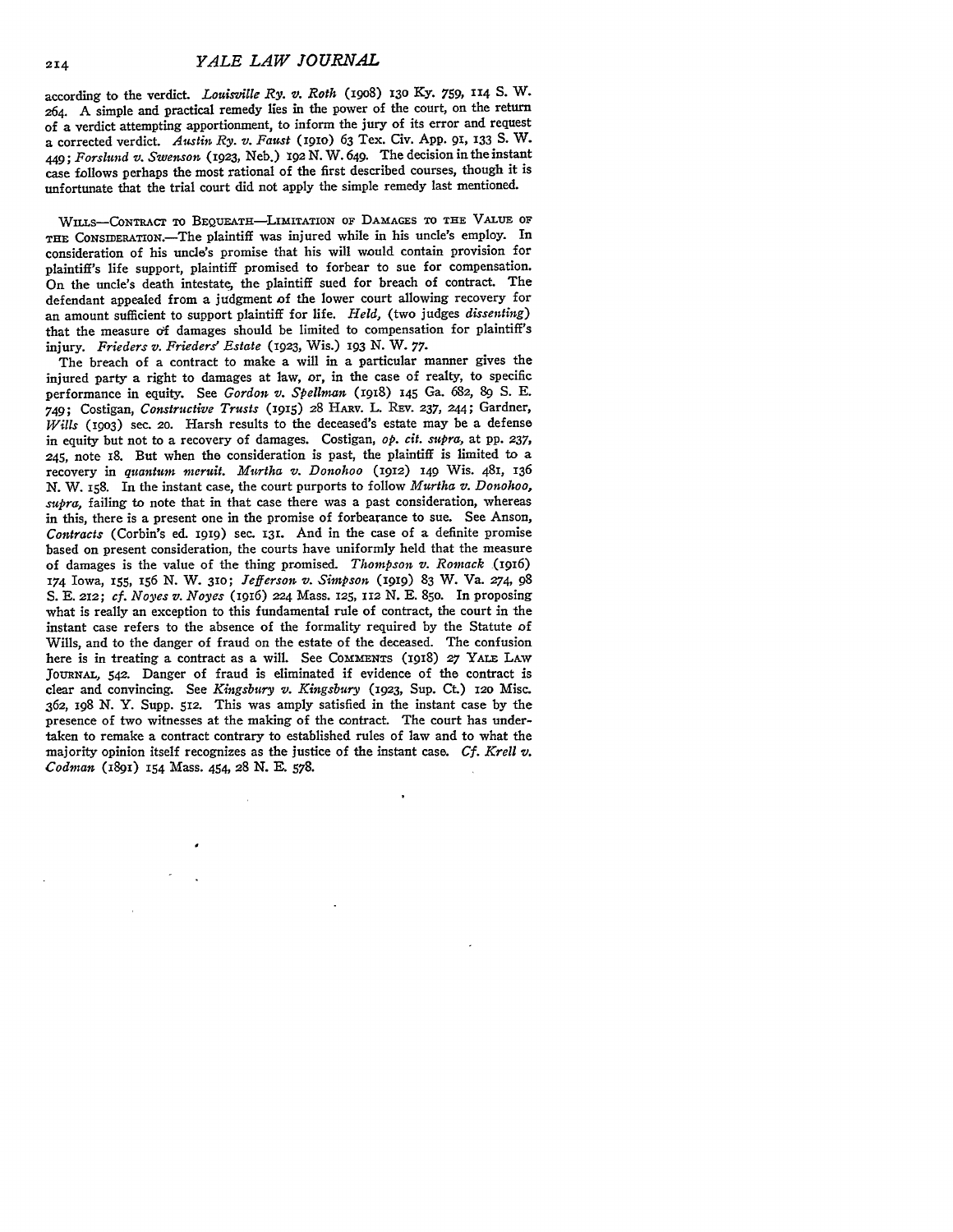according to the verdict. *Louisville Ry. v. Roth* (1908) 130 Ky. 759, 114 S. W. 264. A simple and practical remedy lies in the power of the court, on the return of a verdict attempting apportionment, to inform the jury of its error and request a corrected verdict. *Austin Ry. v. Faust* (1910) 63 Tex. Civ. App. 91, 133 S. W. 449; *Forslund v. Swenson* (1923, Neb.) 192 N. W. 649. The decision in the instant case follows perhaps the most rational of the first described courses, though it is unfortunate that the trial court did not apply the simple remedy last mentioned.

WILLS—CONTRACT TO BEQUEATH—LIMITATION OF DAMAGES TO THE VALUE OF THE CONSIDERATION.—The plaintiff was injured while in his uncle's employ. In consideration of his uncle's promise that his will would contain provision for plaintiff's life support, plaintiff promised to forbear to sue for compensation. On the uncle's death intestate, the plaintiff sued for breach of contract. The defendant appealed from a judgment of the lower court allowing recovery for an amount sufficient to support plaintiff for life. *Held,* (two judges *dissenting*) that the measure of damages should be limited to compensation for plaintiff's injury. *Frieders v. Frieders' Estate* (1923, Wis.) 193 N. W. 77.

The breach of a contract to make a will in a particular manner gives the injured party a right to damages at law, or, in the case of realty, to specific performance in equity. See *Gordon v. Spellman* (1918) 145 Ga. 682, 89 S. E. 749; Costigan, *Constructive Trusts* (1915) 28 HARV. L. REV. 237, 244; Gardner, *Wills* (1903) sec. 20. Harsh results to the deceased's estate may be a defense in equity but not to a recovery of damages. Costigan, *op. cit. supra,* at pp. 237, 245, note 18. But when the consideration is past, the plaintiff is limited to a recovery in *quantum meruit. Murtha v. Donohoo* (1912) 149 Wis. 481, 136 N. W. 158. In the instant case, the court purports to follow *Murtha v. Donohoo, supra,* failing to note that in that case there was a past consideration, whereas in this, there is a present one in the promise of forbearance to sue. See Anson, *Contracts* (Corbin's ed. 1919) sec. 131. And in the case of a definite promise based on present consideration, the courts have uniformly held that the measure of damages is the value of the thing promised. *Thompson v. Romack* (1916) 174 Iowa, 155, 156 N. W. 310; *Jefferson v. Simpson* (1919) 83 W. Va. 274, 98 S. E. 212; *cf. Noyes v. Noyes* (1916) 224 Mass. 125, 112 N. E. 850. In proposing what is really an exception to this fundamental rule of contract, the court in the instant case refers to the absence of the formality required by the Statute of Wills, and to the danger of fraud on the estate of the deceased. The confusion here is in treating a contract as a will. See COMMENTS (1918) 27 YALE LAW JOURNAL, 542. Danger of fraud is eliminated if evidence of the contract is clear and convincing. See *Kingsbury v. Kingsbury* (1923, Sup. Ct.) 120 Misc. 362, 198 N. Y. Supp. 512. This was amply satisfied in the instant case by the presence of two witnesses at the making of the contract. The court has undertaken to remake a contract contrary to established rules of law and to what the majority opinion itself recognizes as the justice of the instant case. *Cf. Krell v. Codman* (1891) 154 Mass. 454, 28 N. E. 578.